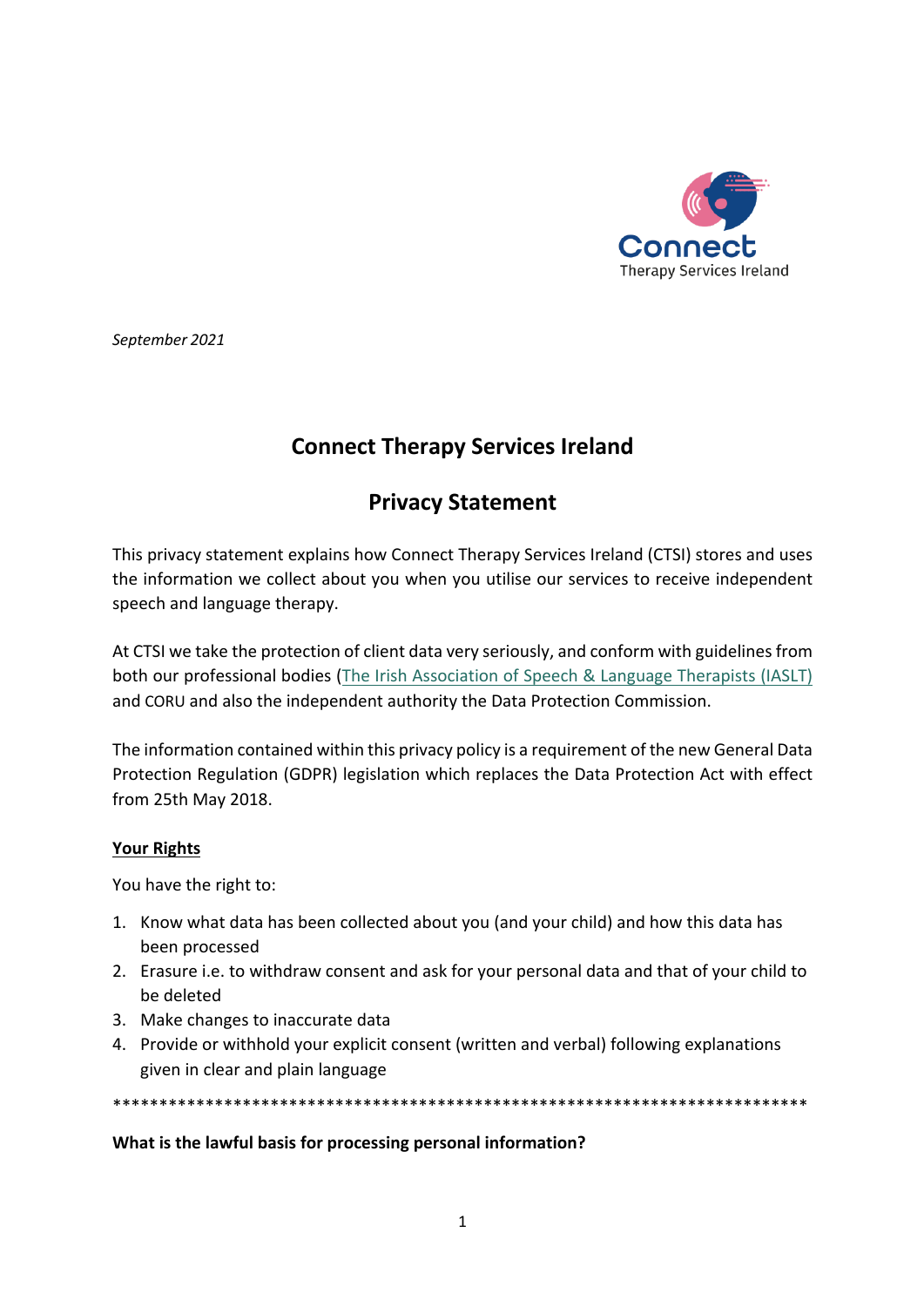*September 2021*

# Connect Therapy Services Ireland

## Privacy Statement

This privacy statement explains how Connect Therapy Services Ireland (CTSI) stores and uses the information we collect about you when you utilise our services to receive independent speech and language therapy.

At CTSI we take the protection of client data very seriously, and conform with guidelines from both our professional bodies (The Irish Association of Speech & Language Therapists (IASLT) and CORU and also the independent authority the Data Protection Commission.

The information contained within this privacy policy is a requirement of the new General Data Protection Regulation (GDPR) legislation which replaces the Data Protection Act with effect from 25th May 2018.

**Your Rights**

You have the right to:

1. Know what data has been collected about you (and your child) and how this data has been processed
2. Erasure i.e. to withdraw consent and ask for your personal data and that of your child to be deleted
3. Make changes to inaccurate data
4. Provide or withhold your explicit consent (written and verbal) following explanations given in clear and plain language

*****************************************************************************

**What is the lawful basis for processing personal information?**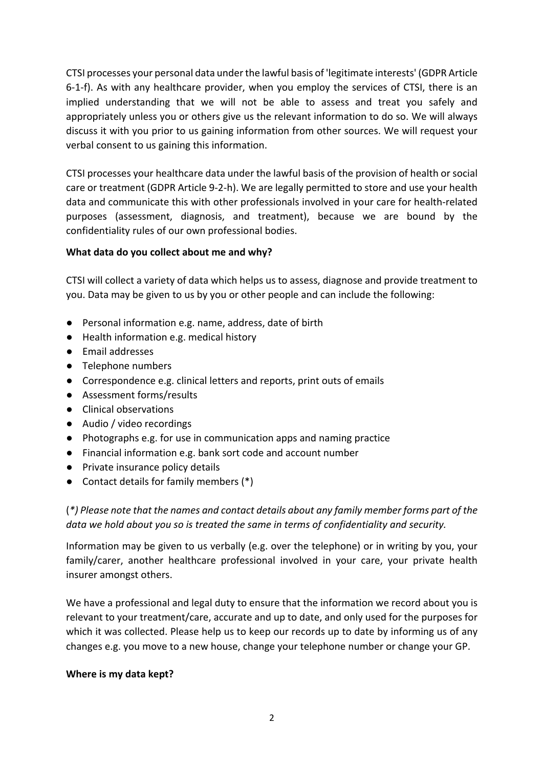CTSI processes your personal data under the lawful basis of 'legitimate interests' (GDPR Article 6-1-f). As with any healthcare provider, when you employ the services of CTSI, there is an implied understanding that we will not be able to assess and treat you safely and appropriately unless you or others give us the relevant information to do so. We will always discuss it with you prior to us gaining information from other sources. We will request your verbal consent to us gaining this information.

CTSI processes your healthcare data under the lawful basis of the provision of health or social care or treatment (GDPR Article 9-2-h). We are legally permitted to store and use your health data and communicate this with other professionals involved in your care for health-related purposes (assessment, diagnosis, and treatment), because we are bound by the confidentiality rules of our own professional bodies.

**What data do you collect about me and why?**

CTSI will collect a variety of data which helps us to assess, diagnose and provide treatment to you. Data may be given to us by you or other people and can include the following:

- Personal information e.g. name, address, date of birth
- Health information e.g. medical history
- Email addresses
- Telephone numbers
- Correspondence e.g. clinical letters and reports, print outs of emails
- Assessment forms/results
- Clinical observations
- Audio / video recordings
- Photographs e.g. for use in communication apps and naming practice
- Financial information e.g. bank sort code and account number
- Private insurance policy details
- Contact details for family members (*)

(*) *Please note that the names and contact details about any family member forms part of the data we hold about you so is treated the same in terms of confidentiality and security.*

Information may be given to us verbally (e.g. over the telephone) or in writing by you, your family/carer, another healthcare professional involved in your care, your private health insurer amongst others.

We have a professional and legal duty to ensure that the information we record about you is relevant to your treatment/care, accurate and up to date, and only used for the purposes for which it was collected. Please help us to keep our records up to date by informing us of any changes e.g. you move to a new house, change your telephone number or change your GP.

**Where is my data kept?**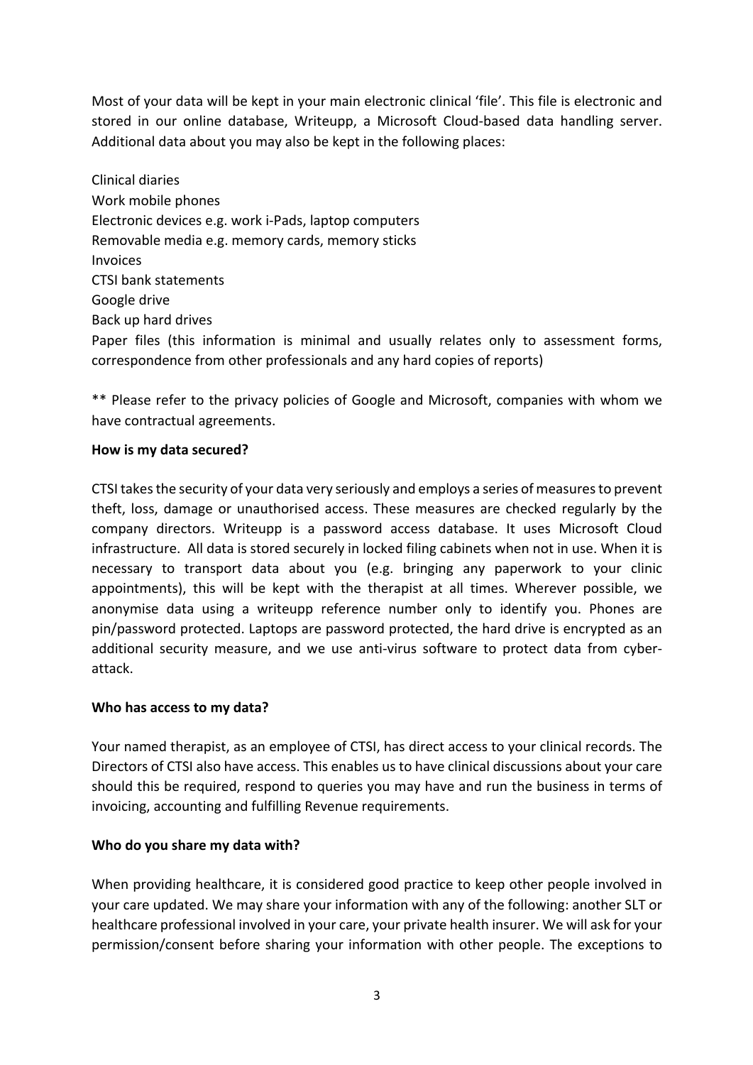Most of your data will be kept in your main electronic clinical 'file'. This file is electronic and stored in our online database, Writeupp, a Microsoft Cloud-based data handling server. Additional data about you may also be kept in the following places:

Clinical diaries
Work mobile phones
Electronic devices e.g. work i-Pads, laptop computers
Removable media e.g. memory cards, memory sticks
Invoices
CTSI bank statements
Google drive
Back up hard drives
Paper files (this information is minimal and usually relates only to assessment forms, correspondence from other professionals and any hard copies of reports)

** Please refer to the privacy policies of Google and Microsoft, companies with whom we have contractual agreements.

**How is my data secured?**

CTSI takes the security of your data very seriously and employs a series of measures to prevent theft, loss, damage or unauthorised access. These measures are checked regularly by the company directors. Writeupp is a password access database. It uses Microsoft Cloud infrastructure. All data is stored securely in locked filing cabinets when not in use. When it is necessary to transport data about you (e.g. bringing any paperwork to your clinic appointments), this will be kept with the therapist at all times. Wherever possible, we anonymise data using a writeupp reference number only to identify you. Phones are pin/password protected. Laptops are password protected, the hard drive is encrypted as an additional security measure, and we use anti-virus software to protect data from cyber-attack.

**Who has access to my data?**

Your named therapist, as an employee of CTSI, has direct access to your clinical records. The Directors of CTSI also have access. This enables us to have clinical discussions about your care should this be required, respond to queries you may have and run the business in terms of invoicing, accounting and fulfilling Revenue requirements.

**Who do you share my data with?**

When providing healthcare, it is considered good practice to keep other people involved in your care updated. We may share your information with any of the following: another SLT or healthcare professional involved in your care, your private health insurer. We will ask for your permission/consent before sharing your information with other people. The exceptions to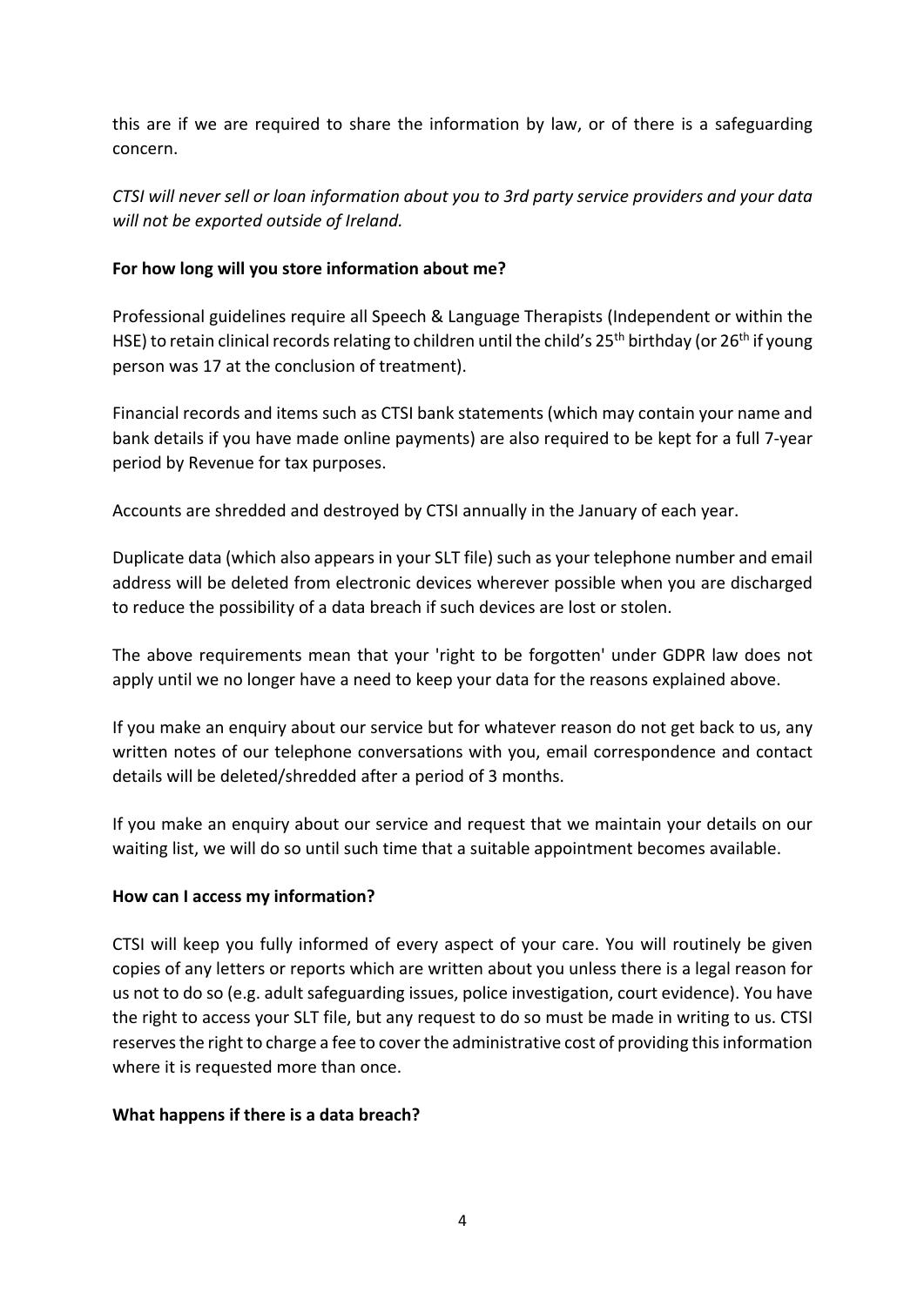this are if we are required to share the information by law, or of there is a safeguarding concern.

*CTSI will never sell or loan information about you to 3rd party service providers and your data will not be exported outside of Ireland.*

**For how long will you store information about me?**

Professional guidelines require all Speech & Language Therapists (Independent or within the HSE) to retain clinical records relating to children until the child's 25th birthday (or 26th if young person was 17 at the conclusion of treatment).

Financial records and items such as CTSI bank statements (which may contain your name and bank details if you have made online payments) are also required to be kept for a full 7-year period by Revenue for tax purposes.

Accounts are shredded and destroyed by CTSI annually in the January of each year.

Duplicate data (which also appears in your SLT file) such as your telephone number and email address will be deleted from electronic devices wherever possible when you are discharged to reduce the possibility of a data breach if such devices are lost or stolen.

The above requirements mean that your 'right to be forgotten' under GDPR law does not apply until we no longer have a need to keep your data for the reasons explained above.

If you make an enquiry about our service but for whatever reason do not get back to us, any written notes of our telephone conversations with you, email correspondence and contact details will be deleted/shredded after a period of 3 months.

If you make an enquiry about our service and request that we maintain your details on our waiting list, we will do so until such time that a suitable appointment becomes available.

**How can I access my information?**

CTSI will keep you fully informed of every aspect of your care. You will routinely be given copies of any letters or reports which are written about you unless there is a legal reason for us not to do so (e.g. adult safeguarding issues, police investigation, court evidence). You have the right to access your SLT file, but any request to do so must be made in writing to us. CTSI reserves the right to charge a fee to cover the administrative cost of providing this information where it is requested more than once.

**What happens if there is a data breach?**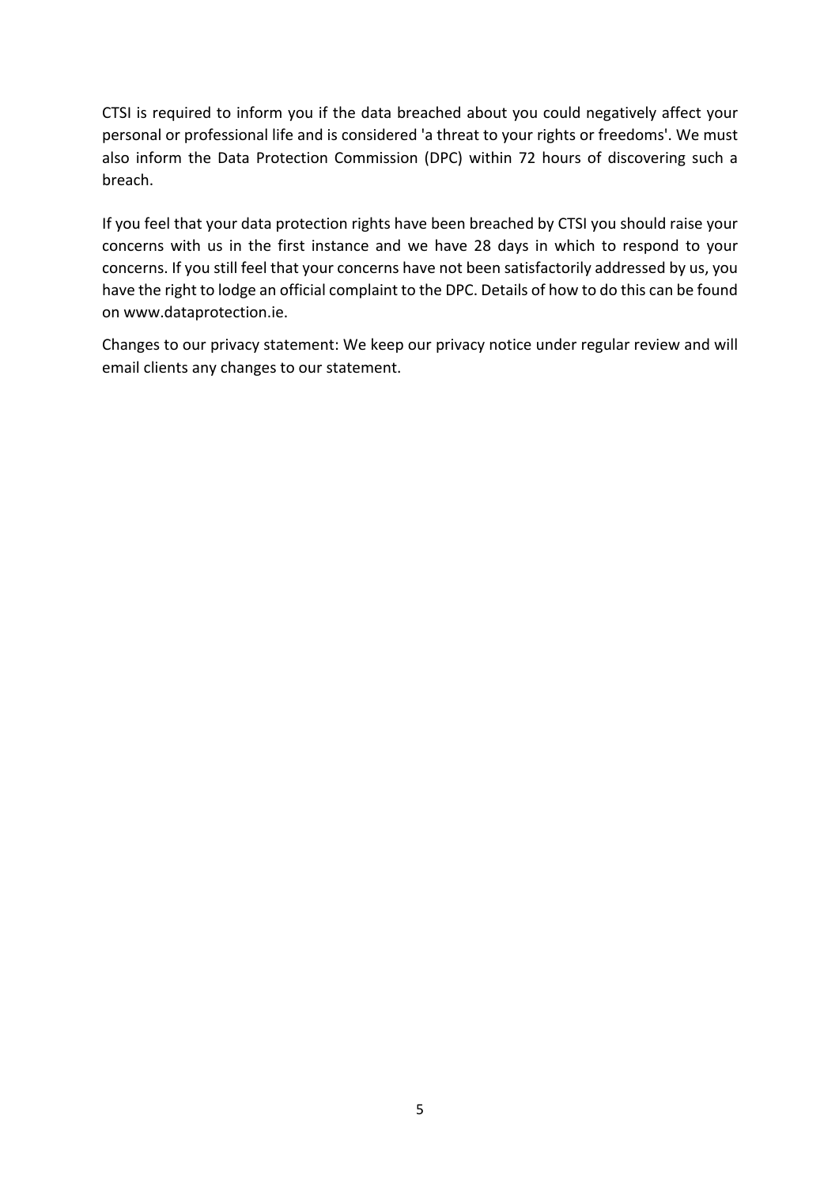CTSI is required to inform you if the data breached about you could negatively affect your personal or professional life and is considered 'a threat to your rights or freedoms'. We must also inform the Data Protection Commission (DPC) within 72 hours of discovering such a breach.

If you feel that your data protection rights have been breached by CTSI you should raise your concerns with us in the first instance and we have 28 days in which to respond to your concerns. If you still feel that your concerns have not been satisfactorily addressed by us, you have the right to lodge an official complaint to the DPC. Details of how to do this can be found on www.dataprotection.ie.

Changes to our privacy statement: We keep our privacy notice under regular review and will email clients any changes to our statement.